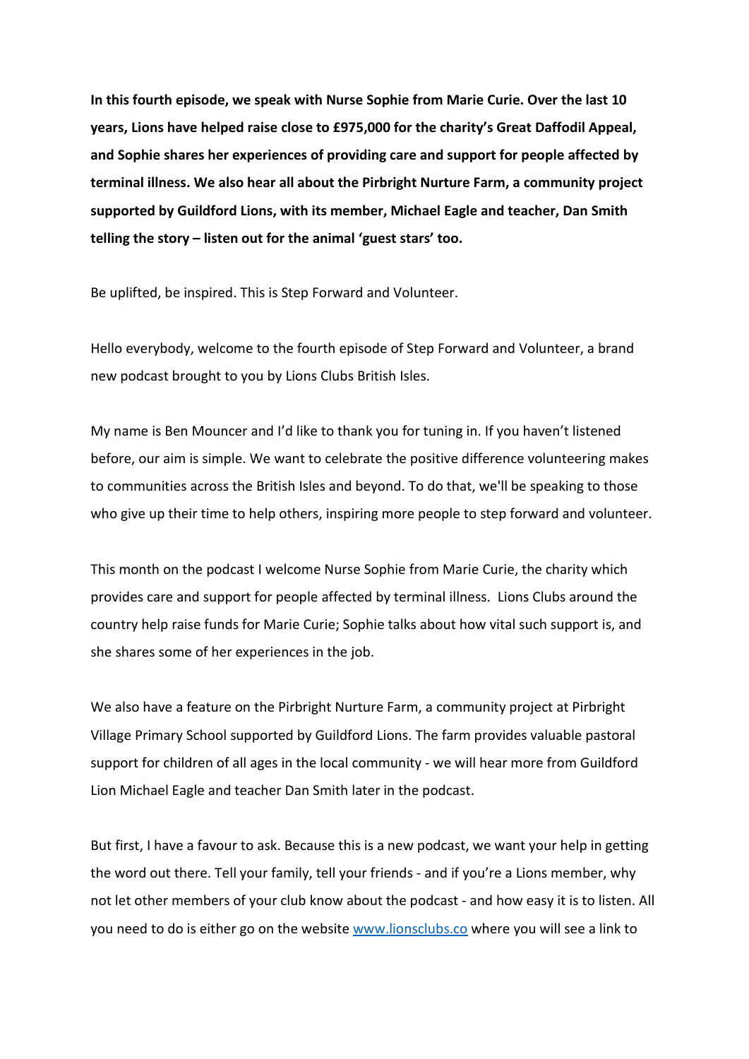**In this fourth episode, we speak with Nurse Sophie from Marie Curie. Over the last 10 years, Lions have helped raise close to £975,000 for the charity's Great Daffodil Appeal, and Sophie shares her experiences of providing care and support for people affected by terminal illness. We also hear all about the Pirbright Nurture Farm, a community project supported by Guildford Lions, with its member, Michael Eagle and teacher, Dan Smith telling the story – listen out for the animal 'guest stars' too.**

Be uplifted, be inspired. This is Step Forward and Volunteer.

Hello everybody, welcome to the fourth episode of Step Forward and Volunteer, a brand new podcast brought to you by Lions Clubs British Isles.

My name is Ben Mouncer and I'd like to thank you for tuning in. If you haven't listened before, our aim is simple. We want to celebrate the positive difference volunteering makes to communities across the British Isles and beyond. To do that, we'll be speaking to those who give up their time to help others, inspiring more people to step forward and volunteer.

This month on the podcast I welcome Nurse Sophie from Marie Curie, the charity which provides care and support for people affected by terminal illness. Lions Clubs around the country help raise funds for Marie Curie; Sophie talks about how vital such support is, and she shares some of her experiences in the job.

We also have a feature on the Pirbright Nurture Farm, a community project at Pirbright Village Primary School supported by Guildford Lions. The farm provides valuable pastoral support for children of all ages in the local community - we will hear more from Guildford Lion Michael Eagle and teacher Dan Smith later in the podcast.

But first, I have a favour to ask. Because this is a new podcast, we want your help in getting the word out there. Tell your family, tell your friends - and if you're a Lions member, why not let other members of your club know about the podcast - and how easy it is to listen. All you need to do is either go on the website [www.lionsclubs.co](www.lionsclubs.co) where you will see a link to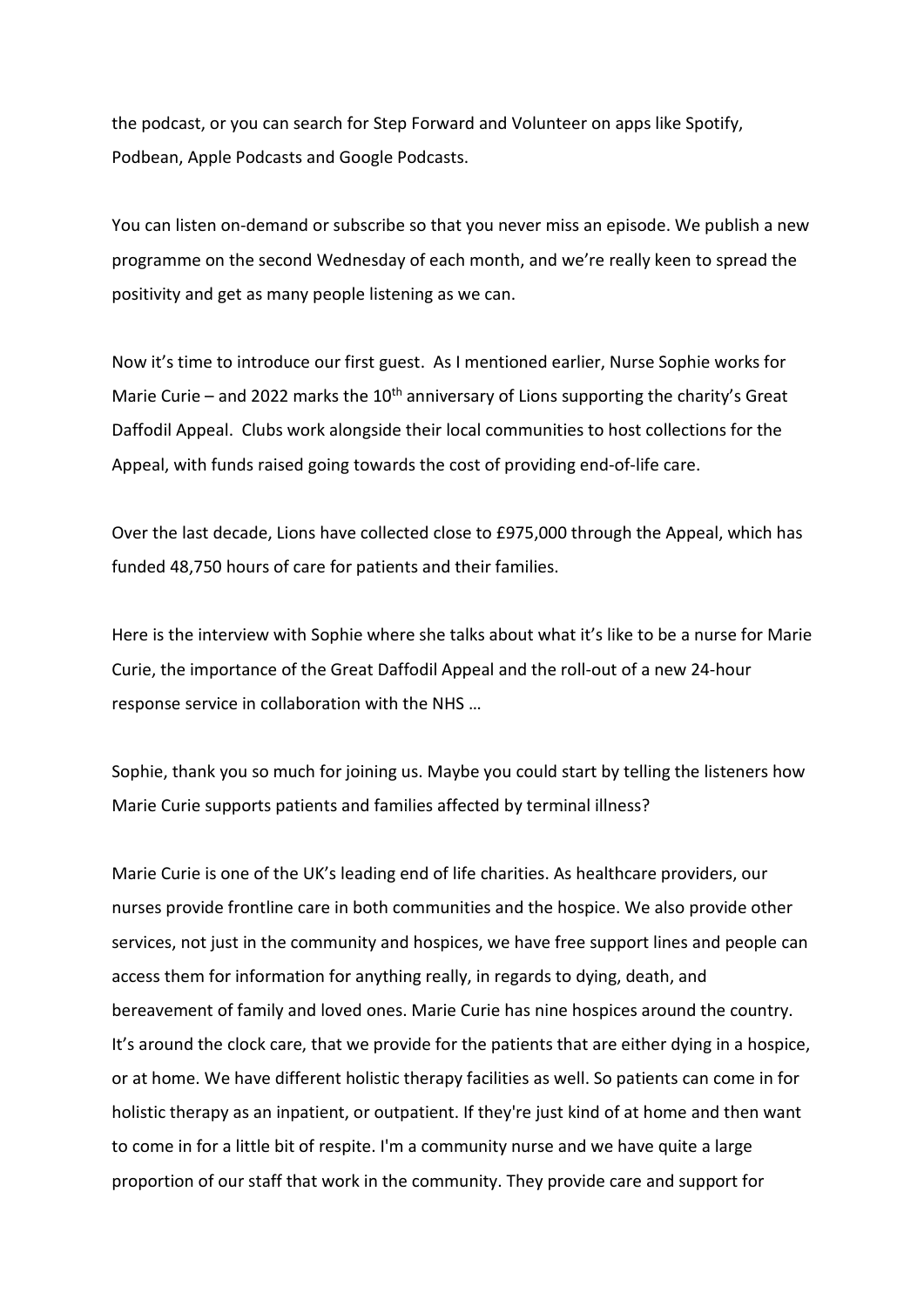the podcast, or you can search for Step Forward and Volunteer on apps like Spotify, Podbean, Apple Podcasts and Google Podcasts.

You can listen on-demand or subscribe so that you never miss an episode. We publish a new programme on the second Wednesday of each month, and we're really keen to spread the positivity and get as many people listening as we can.

Now it's time to introduce our first guest. As I mentioned earlier, Nurse Sophie works for Marie Curie – and 2022 marks the 10th anniversary of Lions supporting the charity's Great Daffodil Appeal. Clubs work alongside their local communities to host collections for the Appeal, with funds raised going towards the cost of providing end-of-life care.

Over the last decade, Lions have collected close to £975,000 through the Appeal, which has funded 48,750 hours of care for patients and their families.

Here is the interview with Sophie where she talks about what it's like to be a nurse for Marie Curie, the importance of the Great Daffodil Appeal and the roll-out of a new 24-hour response service in collaboration with the NHS …

Sophie, thank you so much for joining us. Maybe you could start by telling the listeners how Marie Curie supports patients and families affected by terminal illness?

Marie Curie is one of the UK's leading end of life charities. As healthcare providers, our nurses provide frontline care in both communities and the hospice. We also provide other services, not just in the community and hospices, we have free support lines and people can access them for information for anything really, in regards to dying, death, and bereavement of family and loved ones. Marie Curie has nine hospices around the country. It's around the clock care, that we provide for the patients that are either dying in a hospice, or at home. We have different holistic therapy facilities as well. So patients can come in for holistic therapy as an inpatient, or outpatient. If they're just kind of at home and then want to come in for a little bit of respite. I'm a community nurse and we have quite a large proportion of our staff that work in the community. They provide care and support for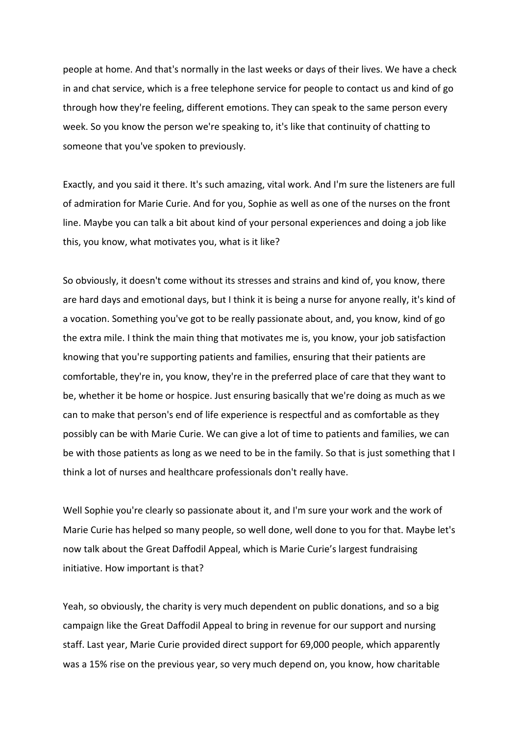people at home. And that's normally in the last weeks or days of their lives. We have a check in and chat service, which is a free telephone service for people to contact us and kind of go through how they're feeling, different emotions. They can speak to the same person every week. So you know the person we're speaking to, it's like that continuity of chatting to someone that you've spoken to previously.

Exactly, and you said it there. It's such amazing, vital work. And I'm sure the listeners are full of admiration for Marie Curie. And for you, Sophie as well as one of the nurses on the front line. Maybe you can talk a bit about kind of your personal experiences and doing a job like this, you know, what motivates you, what is it like?

So obviously, it doesn't come without its stresses and strains and kind of, you know, there are hard days and emotional days, but I think it is being a nurse for anyone really, it's kind of a vocation. Something you've got to be really passionate about, and, you know, kind of go the extra mile. I think the main thing that motivates me is, you know, your job satisfaction knowing that you're supporting patients and families, ensuring that their patients are comfortable, they're in, you know, they're in the preferred place of care that they want to be, whether it be home or hospice. Just ensuring basically that we're doing as much as we can to make that person's end of life experience is respectful and as comfortable as they possibly can be with Marie Curie. We can give a lot of time to patients and families, we can be with those patients as long as we need to be in the family. So that is just something that I think a lot of nurses and healthcare professionals don't really have.

Well Sophie you're clearly so passionate about it, and I'm sure your work and the work of Marie Curie has helped so many people, so well done, well done to you for that. Maybe let's now talk about the Great Daffodil Appeal, which is Marie Curie's largest fundraising initiative. How important is that?

Yeah, so obviously, the charity is very much dependent on public donations, and so a big campaign like the Great Daffodil Appeal to bring in revenue for our support and nursing staff. Last year, Marie Curie provided direct support for 69,000 people, which apparently was a 15% rise on the previous year, so very much depend on, you know, how charitable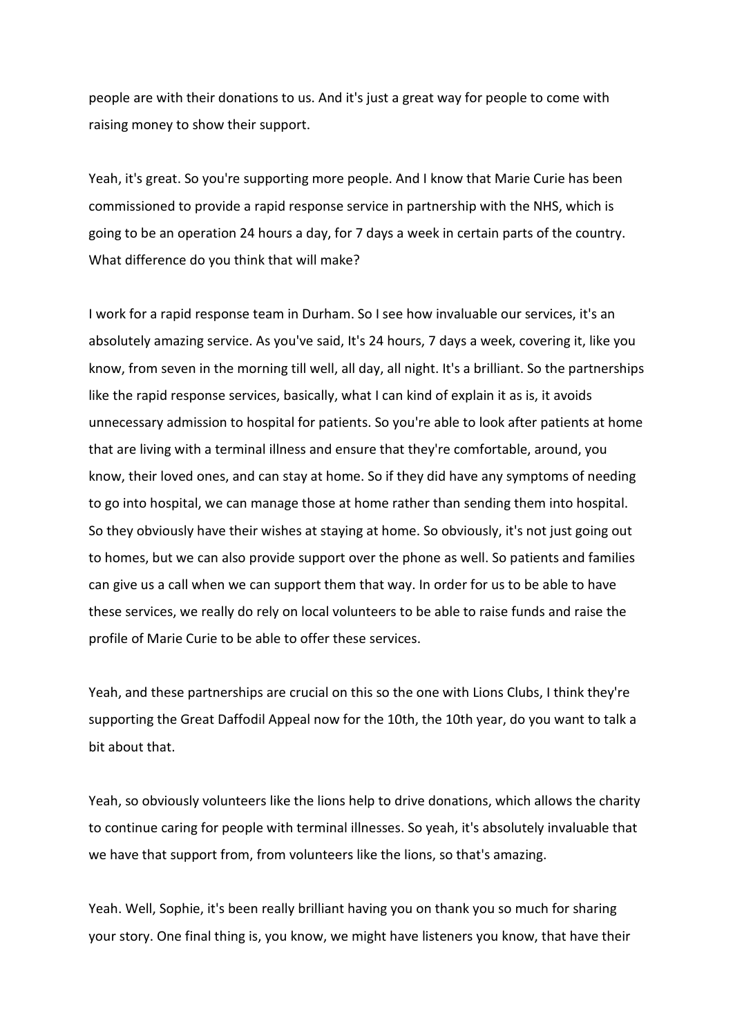people are with their donations to us. And it's just a great way for people to come with raising money to show their support.

Yeah, it's great. So you're supporting more people. And I know that Marie Curie has been commissioned to provide a rapid response service in partnership with the NHS, which is going to be an operation 24 hours a day, for 7 days a week in certain parts of the country. What difference do you think that will make?

I work for a rapid response team in Durham. So I see how invaluable our services, it's an absolutely amazing service. As you've said, It's 24 hours, 7 days a week, covering it, like you know, from seven in the morning till well, all day, all night. It's a brilliant. So the partnerships like the rapid response services, basically, what I can kind of explain it as is, it avoids unnecessary admission to hospital for patients. So you're able to look after patients at home that are living with a terminal illness and ensure that they're comfortable, around, you know, their loved ones, and can stay at home. So if they did have any symptoms of needing to go into hospital, we can manage those at home rather than sending them into hospital. So they obviously have their wishes at staying at home. So obviously, it's not just going out to homes, but we can also provide support over the phone as well. So patients and families can give us a call when we can support them that way. In order for us to be able to have these services, we really do rely on local volunteers to be able to raise funds and raise the profile of Marie Curie to be able to offer these services.

Yeah, and these partnerships are crucial on this so the one with Lions Clubs, I think they're supporting the Great Daffodil Appeal now for the 10th, the 10th year, do you want to talk a bit about that.

Yeah, so obviously volunteers like the lions help to drive donations, which allows the charity to continue caring for people with terminal illnesses. So yeah, it's absolutely invaluable that we have that support from, from volunteers like the lions, so that's amazing.

Yeah. Well, Sophie, it's been really brilliant having you on thank you so much for sharing your story. One final thing is, you know, we might have listeners you know, that have their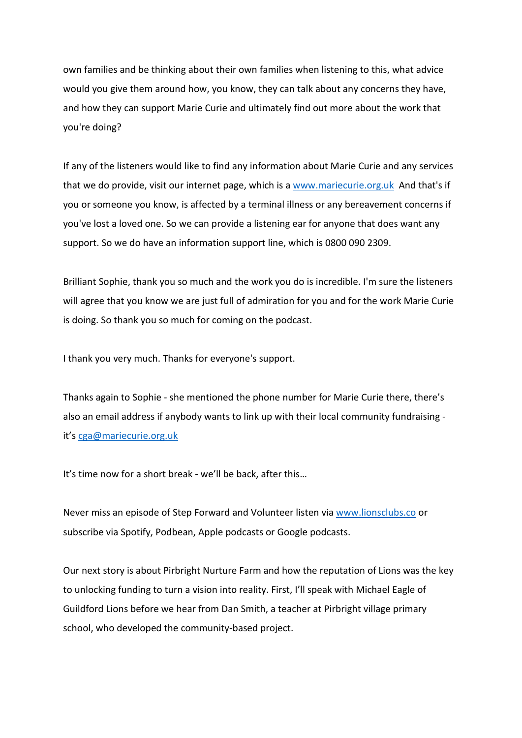own families and be thinking about their own families when listening to this, what advice would you give them around how, you know, they can talk about any concerns they have, and how they can support Marie Curie and ultimately find out more about the work that you're doing?

If any of the listeners would like to find any information about Marie Curie and any services that we do provide, visit our internet page, which is a www.mariecurie.org.uk And that's if you or someone you know, is affected by a terminal illness or any bereavement concerns if you've lost a loved one. So we can provide a listening ear for anyone that does want any support. So we do have an information support line, which is 0800 090 2309.

Brilliant Sophie, thank you so much and the work you do is incredible. I'm sure the listeners will agree that you know we are just full of admiration for you and for the work Marie Curie is doing. So thank you so much for coming on the podcast.

I thank you very much. Thanks for everyone's support.

Thanks again to Sophie - she mentioned the phone number for Marie Curie there, there's also an email address if anybody wants to link up with their local community fundraising - it's cga@mariecurie.org.uk

It's time now for a short break - we'll be back, after this…

Never miss an episode of Step Forward and Volunteer listen via www.lionsclubs.co or subscribe via Spotify, Podbean, Apple podcasts or Google podcasts.

Our next story is about Pirbright Nurture Farm and how the reputation of Lions was the key to unlocking funding to turn a vision into reality. First, I'll speak with Michael Eagle of Guildford Lions before we hear from Dan Smith, a teacher at Pirbright village primary school, who developed the community-based project.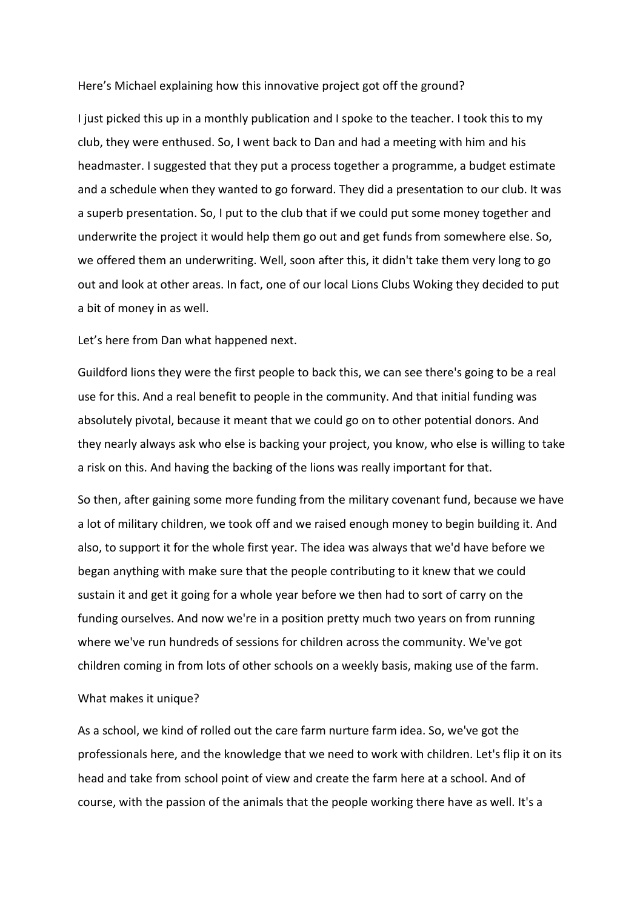Here's Michael explaining how this innovative project got off the ground?

I just picked this up in a monthly publication and I spoke to the teacher. I took this to my club, they were enthused. So, I went back to Dan and had a meeting with him and his headmaster. I suggested that they put a process together a programme, a budget estimate and a schedule when they wanted to go forward. They did a presentation to our club. It was a superb presentation. So, I put to the club that if we could put some money together and underwrite the project it would help them go out and get funds from somewhere else. So, we offered them an underwriting. Well, soon after this, it didn't take them very long to go out and look at other areas. In fact, one of our local Lions Clubs Woking they decided to put a bit of money in as well.

Let's here from Dan what happened next.

Guildford lions they were the first people to back this, we can see there's going to be a real use for this. And a real benefit to people in the community. And that initial funding was absolutely pivotal, because it meant that we could go on to other potential donors. And they nearly always ask who else is backing your project, you know, who else is willing to take a risk on this. And having the backing of the lions was really important for that.

So then, after gaining some more funding from the military covenant fund, because we have a lot of military children, we took off and we raised enough money to begin building it. And also, to support it for the whole first year. The idea was always that we'd have before we began anything with make sure that the people contributing to it knew that we could sustain it and get it going for a whole year before we then had to sort of carry on the funding ourselves. And now we're in a position pretty much two years on from running where we've run hundreds of sessions for children across the community. We've got children coming in from lots of other schools on a weekly basis, making use of the farm.

What makes it unique?

As a school, we kind of rolled out the care farm nurture farm idea. So, we've got the professionals here, and the knowledge that we need to work with children. Let's flip it on its head and take from school point of view and create the farm here at a school. And of course, with the passion of the animals that the people working there have as well. It's a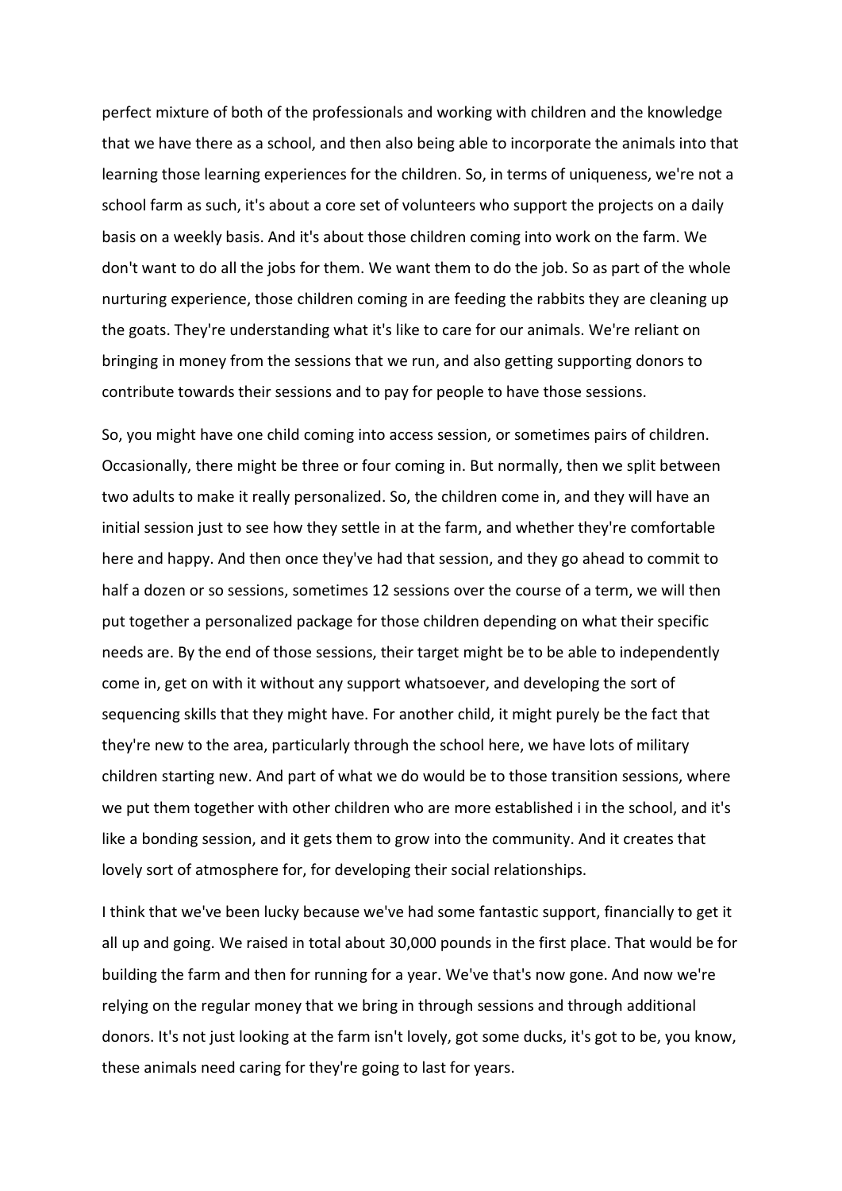perfect mixture of both of the professionals and working with children and the knowledge that we have there as a school, and then also being able to incorporate the animals into that learning those learning experiences for the children. So, in terms of uniqueness, we're not a school farm as such, it's about a core set of volunteers who support the projects on a daily basis on a weekly basis. And it's about those children coming into work on the farm. We don't want to do all the jobs for them. We want them to do the job. So as part of the whole nurturing experience, those children coming in are feeding the rabbits they are cleaning up the goats. They're understanding what it's like to care for our animals. We're reliant on bringing in money from the sessions that we run, and also getting supporting donors to contribute towards their sessions and to pay for people to have those sessions.

So, you might have one child coming into access session, or sometimes pairs of children. Occasionally, there might be three or four coming in. But normally, then we split between two adults to make it really personalized. So, the children come in, and they will have an initial session just to see how they settle in at the farm, and whether they're comfortable here and happy. And then once they've had that session, and they go ahead to commit to half a dozen or so sessions, sometimes 12 sessions over the course of a term, we will then put together a personalized package for those children depending on what their specific needs are. By the end of those sessions, their target might be to be able to independently come in, get on with it without any support whatsoever, and developing the sort of sequencing skills that they might have. For another child, it might purely be the fact that they're new to the area, particularly through the school here, we have lots of military children starting new. And part of what we do would be to those transition sessions, where we put them together with other children who are more established i in the school, and it's like a bonding session, and it gets them to grow into the community. And it creates that lovely sort of atmosphere for, for developing their social relationships.

I think that we've been lucky because we've had some fantastic support, financially to get it all up and going. We raised in total about 30,000 pounds in the first place. That would be for building the farm and then for running for a year. We've that's now gone. And now we're relying on the regular money that we bring in through sessions and through additional donors. It's not just looking at the farm isn't lovely, got some ducks, it's got to be, you know, these animals need caring for they're going to last for years.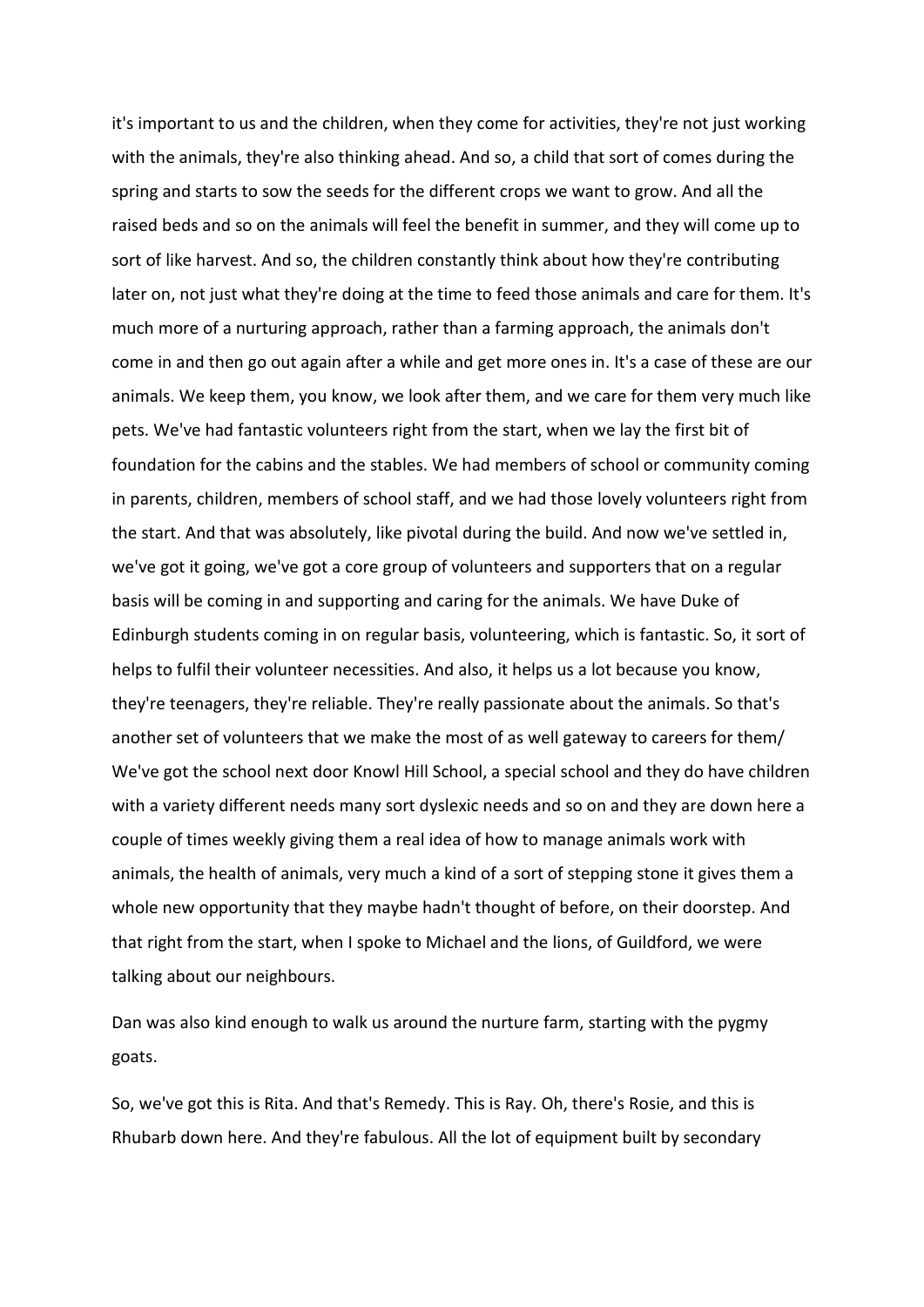it's important to us and the children, when they come for activities, they're not just working with the animals, they're also thinking ahead. And so, a child that sort of comes during the spring and starts to sow the seeds for the different crops we want to grow. And all the raised beds and so on the animals will feel the benefit in summer, and they will come up to sort of like harvest. And so, the children constantly think about how they're contributing later on, not just what they're doing at the time to feed those animals and care for them. It's much more of a nurturing approach, rather than a farming approach, the animals don't come in and then go out again after a while and get more ones in. It's a case of these are our animals. We keep them, you know, we look after them, and we care for them very much like pets. We've had fantastic volunteers right from the start, when we lay the first bit of foundation for the cabins and the stables. We had members of school or community coming in parents, children, members of school staff, and we had those lovely volunteers right from the start. And that was absolutely, like pivotal during the build. And now we've settled in, we've got it going, we've got a core group of volunteers and supporters that on a regular basis will be coming in and supporting and caring for the animals. We have Duke of Edinburgh students coming in on regular basis, volunteering, which is fantastic. So, it sort of helps to fulfil their volunteer necessities. And also, it helps us a lot because you know, they're teenagers, they're reliable. They're really passionate about the animals. So that's another set of volunteers that we make the most of as well gateway to careers for them/ We've got the school next door Knowl Hill School, a special school and they do have children with a variety different needs many sort dyslexic needs and so on and they are down here a couple of times weekly giving them a real idea of how to manage animals work with animals, the health of animals, very much a kind of a sort of stepping stone it gives them a whole new opportunity that they maybe hadn't thought of before, on their doorstep. And that right from the start, when I spoke to Michael and the lions, of Guildford, we were talking about our neighbours.

Dan was also kind enough to walk us around the nurture farm, starting with the pygmy goats.

So, we've got this is Rita. And that's Remedy. This is Ray. Oh, there's Rosie, and this is Rhubarb down here. And they're fabulous. All the lot of equipment built by secondary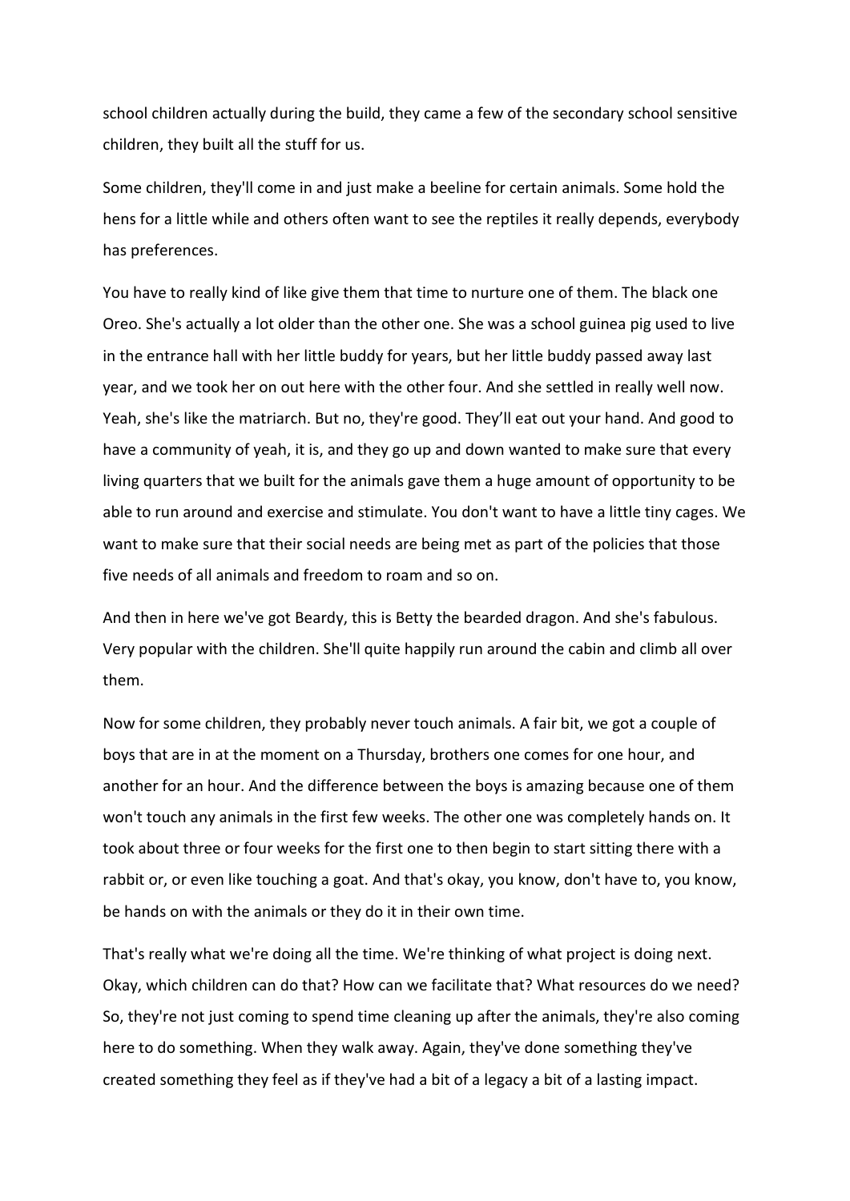school children actually during the build, they came a few of the secondary school sensitive children, they built all the stuff for us.

Some children, they'll come in and just make a beeline for certain animals. Some hold the hens for a little while and others often want to see the reptiles it really depends, everybody has preferences.

You have to really kind of like give them that time to nurture one of them. The black one Oreo. She's actually a lot older than the other one. She was a school guinea pig used to live in the entrance hall with her little buddy for years, but her little buddy passed away last year, and we took her on out here with the other four. And she settled in really well now. Yeah, she's like the matriarch. But no, they're good. They'll eat out your hand. And good to have a community of yeah, it is, and they go up and down wanted to make sure that every living quarters that we built for the animals gave them a huge amount of opportunity to be able to run around and exercise and stimulate. You don't want to have a little tiny cages. We want to make sure that their social needs are being met as part of the policies that those five needs of all animals and freedom to roam and so on.

And then in here we've got Beardy, this is Betty the bearded dragon. And she's fabulous. Very popular with the children. She'll quite happily run around the cabin and climb all over them.

Now for some children, they probably never touch animals. A fair bit, we got a couple of boys that are in at the moment on a Thursday, brothers one comes for one hour, and another for an hour. And the difference between the boys is amazing because one of them won't touch any animals in the first few weeks. The other one was completely hands on. It took about three or four weeks for the first one to then begin to start sitting there with a rabbit or, or even like touching a goat. And that's okay, you know, don't have to, you know, be hands on with the animals or they do it in their own time.

That's really what we're doing all the time. We're thinking of what project is doing next. Okay, which children can do that? How can we facilitate that? What resources do we need? So, they're not just coming to spend time cleaning up after the animals, they're also coming here to do something. When they walk away. Again, they've done something they've created something they feel as if they've had a bit of a legacy a bit of a lasting impact.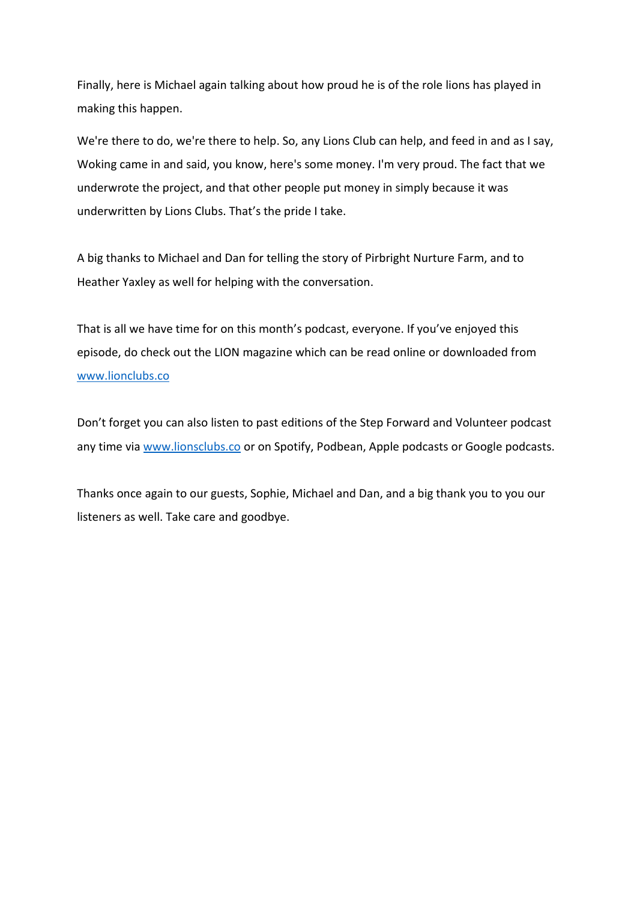Finally, here is Michael again talking about how proud he is of the role lions has played in making this happen.

We're there to do, we're there to help. So, any Lions Club can help, and feed in and as I say, Woking came in and said, you know, here's some money. I'm very proud. The fact that we underwrote the project, and that other people put money in simply because it was underwritten by Lions Clubs. That's the pride I take.

A big thanks to Michael and Dan for telling the story of Pirbright Nurture Farm, and to Heather Yaxley as well for helping with the conversation.

That is all we have time for on this month's podcast, everyone. If you've enjoyed this episode, do check out the LION magazine which can be read online or downloaded from [www.lionclubs.co](www.lionclubs.co)

Don't forget you can also listen to past editions of the Step Forward and Volunteer podcast any time via [www.lionsclubs.co](www.lionsclubs.co) or on Spotify, Podbean, Apple podcasts or Google podcasts.

Thanks once again to our guests, Sophie, Michael and Dan, and a big thank you to you our listeners as well. Take care and goodbye.